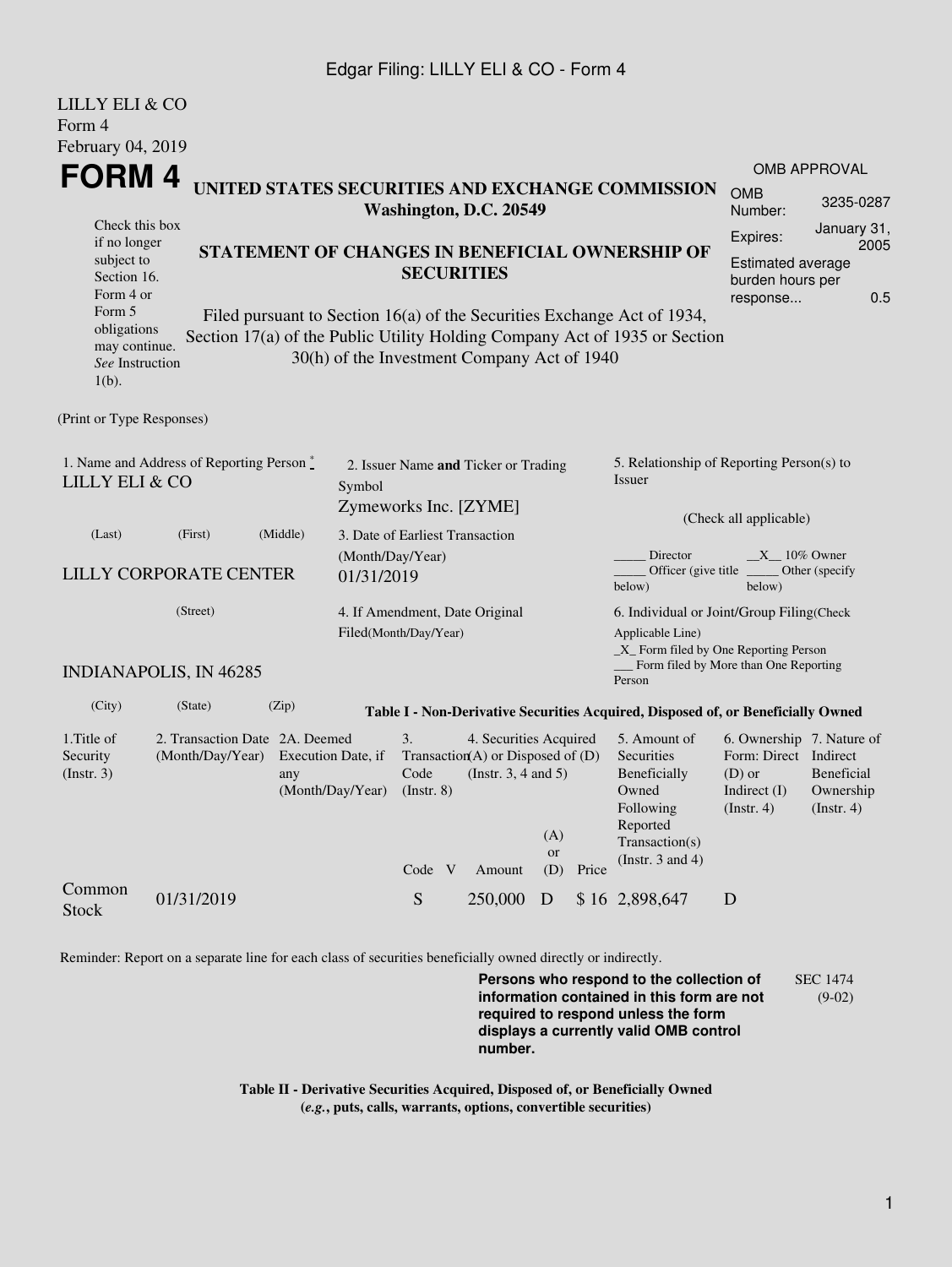LILLY ELI & CO
Form 4
February 04, 2019

# FORM 4

**UNITED STATES SECURITIES AND EXCHANGE COMMISSION**
**Washington, D.C. 20549**

| OMB APPROVAL | |
|---|---|
| OMB Number: | 3235-0287 |
| Expires: | January 31, 2005 |
| Estimated average burden hours per response... | 0.5 |

Check this box if no longer subject to Section 16. Form 4 or Form 5 obligations may continue. *See* Instruction 1(b).

**STATEMENT OF CHANGES IN BENEFICIAL OWNERSHIP OF SECURITIES**

Filed pursuant to Section 16(a) of the Securities Exchange Act of 1934, Section 17(a) of the Public Utility Holding Company Act of 1935 or Section 30(h) of the Investment Company Act of 1940

(Print or Type Responses)

1. Name and Address of Reporting Person *
LILLY ELI & CO

(Last) (First) (Middle)

LILLY CORPORATE CENTER

(Street)

INDIANAPOLIS, IN 46285

(City) (State) (Zip)

2. Issuer Name **and** Ticker or Trading Symbol
Zymeworks Inc. [ZYME]

3. Date of Earliest Transaction (Month/Day/Year)
01/31/2019

4. If Amendment, Date Original Filed(Month/Day/Year)

5. Relationship of Reporting Person(s) to Issuer

(Check all applicable)

_____ Director __X__ 10% Owner
_____ Officer (give title below) _____ Other (specify below)

6. Individual or Joint/Group Filing(Check Applicable Line)
_X_ Form filed by One Reporting Person
___ Form filed by More than One Reporting Person

**Table I - Non-Derivative Securities Acquired, Disposed of, or Beneficially Owned**

| 1.Title of Security (Instr. 3) | 2. Transaction Date (Month/Day/Year) | 2A. Deemed Execution Date, if any (Month/Day/Year) | 3. Transaction Code (Instr. 8) | | 4. Securities Acquired (A) or Disposed of (D) (Instr. 3, 4 and 5) | | | 5. Amount of Securities Beneficially Owned Following Reported Transaction(s) (Instr. 3 and 4) | 6. Ownership Form: Direct (D) or Indirect (I) (Instr. 4) | 7. Nature of Indirect Beneficial Ownership (Instr. 4) |
|---|---|---|---|---|---|---|---|---|---|---|
| | | | Code | V | Amount | (A) or (D) | Price | | | |
| Common Stock | 01/31/2019 | | S | | 250,000 | D | $ 16 | 2,898,647 | D | |

Reminder: Report on a separate line for each class of securities beneficially owned directly or indirectly.

**Persons who respond to the collection of information contained in this form are not required to respond unless the form displays a currently valid OMB control number.**

SEC 1474 (9-02)

**Table II - Derivative Securities Acquired, Disposed of, or Beneficially Owned**
**(*e.g.*, puts, calls, warrants, options, convertible securities)**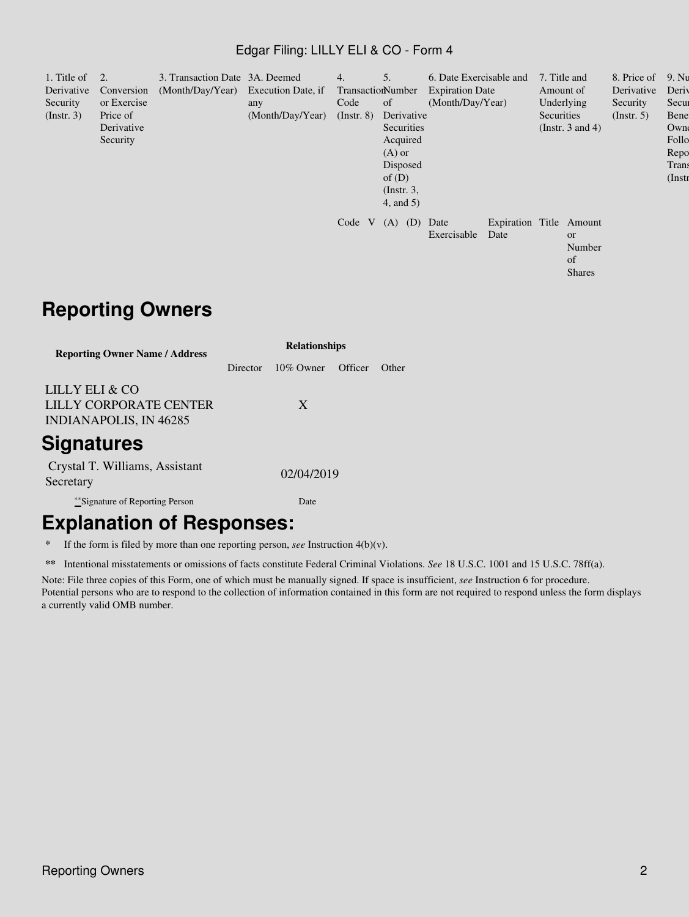| 1. Title of Derivative Security (Instr. 3) | 2. Conversion or Exercise Price of Derivative Security | 3. Transaction Date (Month/Day/Year) | 3A. Deemed Execution Date, if any (Month/Day/Year) | 4. Transaction Code (Instr. 8) | | 5. Number of Derivative Securities Acquired (A) or Disposed of (D) (Instr. 3, 4, and 5) | | 6. Date Exercisable and Expiration Date (Month/Day/Year) | | 7. Title and Amount of Underlying Securities (Instr. 3 and 4) | | 8. Price of Derivative Security (Instr. 5) | 9. Nu Deriv Secur Bene Owne Follo Repo Trans (Instr |
|---|---|---|---|---|---|---|---|---|---|---|---|---|---|
| | | | | Code | V | (A) | (D) | Date Exercisable | Expiration Date | Title | Amount or Number of Shares | | |

## Reporting Owners

| Reporting Owner Name / Address | Relationships | | | |
|---|---|---|---|---|
| | Director | 10% Owner | Officer | Other |
| LILLY ELI & CO<br>LILLY CORPORATE CENTER<br>INDIANAPOLIS, IN 46285 | | X | | |

## Signatures

| | |
|---|---|
| Crystal T. Williams, Assistant Secretary | 02/04/2019 |
| **Signature of Reporting Person | Date |

## Explanation of Responses:

\* If the form is filed by more than one reporting person, *see* Instruction 4(b)(v).

\*\* Intentional misstatements or omissions of facts constitute Federal Criminal Violations. *See* 18 U.S.C. 1001 and 15 U.S.C. 78ff(a).

Note: File three copies of this Form, one of which must be manually signed. If space is insufficient, *see* Instruction 6 for procedure.
Potential persons who are to respond to the collection of information contained in this form are not required to respond unless the form displays a currently valid OMB number.